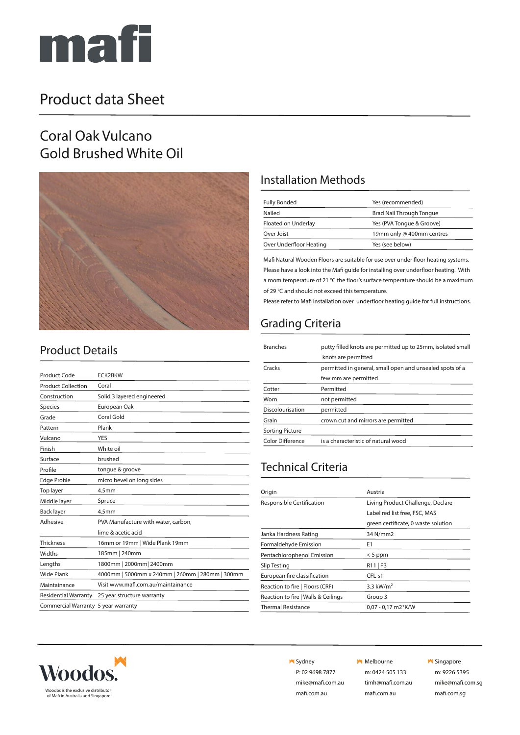# mafi

## Product data Sheet

# Coral Oak Vulcano
# Gold Brushed White Oil

## Product Details

| | |
|---|---|
| Product Code | ECK2BKW |
| Product Collection | Coral |
| Construction | Solid 3 layered engineered |
| Species | European Oak |
| Grade | Coral Gold |
| Pattern | Plank |
| Vulcano | YES |
| Finish | White oil |
| Surface | brushed |
| Profile | tongue & groove |
| Edge Profile | micro bevel on long sides |
| Top layer | 4.5mm |
| Middle layer | Spruce |
| Back layer | 4.5mm |
| Adhesive | PVA Manufacture with water, carbon, lime & acetic acid |
| Thickness | 16mm or 19mm \| Wide Plank 19mm |
| Widths | 185mm \| 240mm |
| Lengths | 1800mm \| 2000mm\| 2400mm |
| Wide Plank | 4000mm \| 5000mm x 240mm \| 260mm \| 280mm \| 300mm |
| Maintainance | Visit www.mafi.com.au/maintainance |
| Residential Warranty | 25 year structure warranty |
| Commercial Warranty | 5 year warranty |

## Installation Methods

| | |
|---|---|
| Fully Bonded | Yes (recommended) |
| Nailed | Brad Nail Through Tongue |
| Floated on Underlay | Yes (PVA Tongue & Groove) |
| Over Joist | 19mm only @ 400mm centres |
| Over Underfloor Heating | Yes (see below) |

Mafi Natural Wooden Floors are suitable for use over under floor heating systems. Please have a look into the Mafi guide for installing over underfloor heating. With a room temperature of 21 °C the floor's surface temperature should be a maximum of 29 °C and should not exceed this temperature.

Please refer to Mafi installation over underfloor heating guide for full instructions.

## Grading Criteria

| | |
|---|---|
| Branches | putty filled knots are permitted up to 25mm, isolated small knots are permitted |
| Cracks | permitted in general, small open and unsealed spots of a few mm are permitted |
| Cotter | Permitted |
| Worn | not permitted |
| Discolourisation | permitted |
| Grain | crown cut and mirrors are permitted |
| Sorting Picture | |
| Color Difference | is a characteristic of natural wood |

## Technical Criteria

| | |
|---|---|
| Origin | Austria |
| Responsible Certification | Living Product Challenge, Declare Label red list free, FSC, MAS green certificate, 0 waste solution |
| Janka Hardness Rating | 34 N/mm2 |
| Formaldehyde Emission | E1 |
| Pentachlorophenol Emission | < 5 ppm |
| Slip Testing | R11 \| P3 |
| European fire classification | CFL-s1 |
| Reaction to fire \| Floors (CRF) | 3.3 kW/m$^2$ |
| Reaction to fire \| Walls & Ceilings | Group 3 |
| Thermal Resistance | 0,07 - 0,17 m2*K/W |

Woodos.

Woodos is the exclusive distributor of Mafi in Australia and Singapore

**Sydney**
P: 02 9698 7877
mike@mafi.com.au
mafi.com.au

**Melbourne**
m: 0424 505 133
timh@mafi.com.au
mafi.com.au

**Singapore**
m: 9226 5395
mike@mafi.com.sg
mafi.com.sg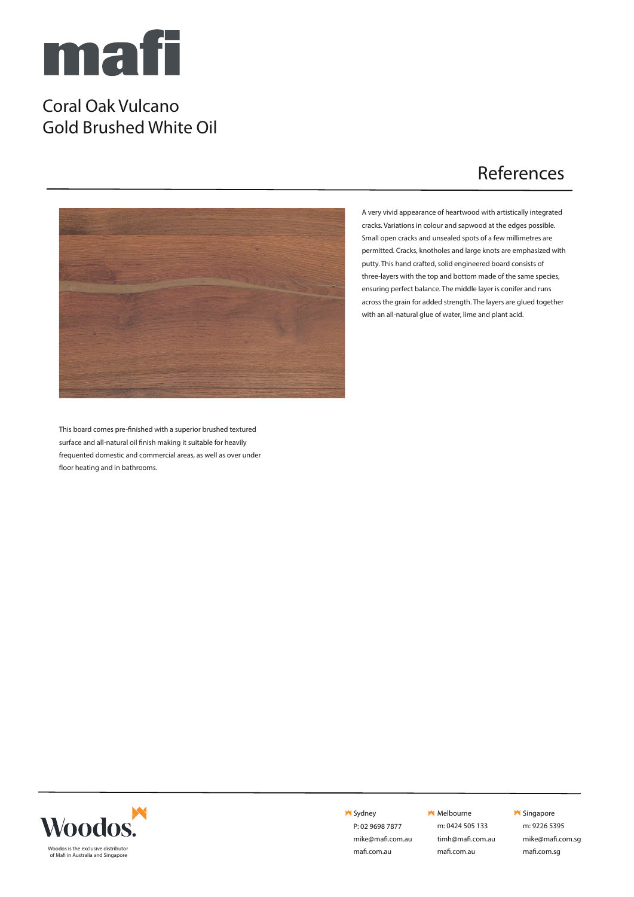# mafi

## Coral Oak Vulcano
## Gold Brushed White Oil

## References

A very vivid appearance of heartwood with artistically integrated cracks. Variations in colour and sapwood at the edges possible. Small open cracks and unsealed spots of a few millimetres are permitted. Cracks, knotholes and large knots are emphasized with putty. This hand crafted, solid engineered board consists of three-layers with the top and bottom made of the same species, ensuring perfect balance. The middle layer is conifer and runs across the grain for added strength. The layers are glued together with an all-natural glue of water, lime and plant acid.

This board comes pre-finished with a superior brushed textured surface and all-natural oil finish making it suitable for heavily frequented domestic and commercial areas, as well as over under floor heating and in bathrooms.

Woodos.

Woodos is the exclusive distributor of Mafi in Australia and Singapore

**Sydney**
P: 02 9698 7877
mike@mafi.com.au
mafi.com.au

**Melbourne**
m: 0424 505 133
timh@mafi.com.au
mafi.com.au

**Singapore**
m: 9226 5395
mike@mafi.com.sg
mafi.com.sg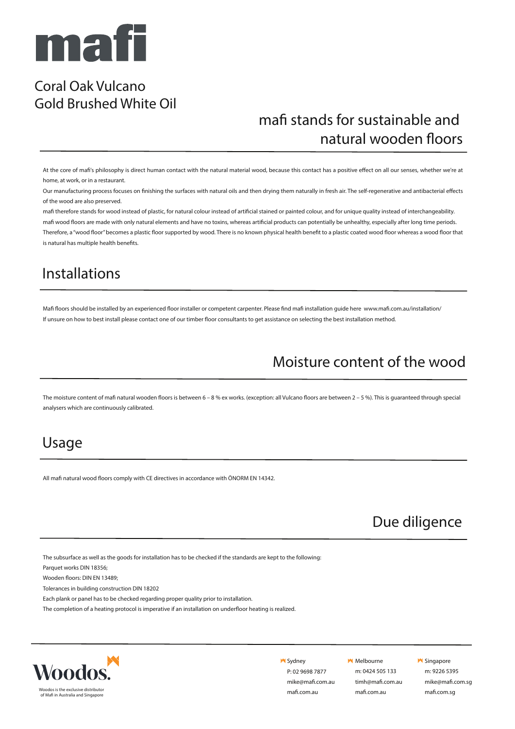# mafi

Coral Oak Vulcano
Gold Brushed White Oil

## mafi stands for sustainable and natural wooden floors

At the core of mafi's philosophy is direct human contact with the natural material wood, because this contact has a positive effect on all our senses, whether we're at home, at work, or in a restaurant.

Our manufacturing process focuses on finishing the surfaces with natural oils and then drying them naturally in fresh air. The self-regenerative and antibacterial effects of the wood are also preserved.

mafi therefore stands for wood instead of plastic, for natural colour instead of artificial stained or painted colour, and for unique quality instead of interchangeability.

mafi wood floors are made with only natural elements and have no toxins, whereas artificial products can potentially be unhealthy, especially after long time periods.

Therefore, a "wood floor" becomes a plastic floor supported by wood. There is no known physical health benefit to a plastic coated wood floor whereas a wood floor that is natural has multiple health benefits.

## Installations

Mafi floors should be installed by an experienced floor installer or competent carpenter. Please find mafi installation guide here www.mafi.com.au/installation/

If unsure on how to best install please contact one of our timber floor consultants to get assistance on selecting the best installation method.

## Moisture content of the wood

The moisture content of mafi natural wooden floors is between 6 – 8 % ex works. (exception: all Vulcano floors are between 2 – 5 %). This is guaranteed through special analysers which are continuously calibrated.

## Usage

All mafi natural wood floors comply with CE directives in accordance with ÖNORM EN 14342.

## Due diligence

The subsurface as well as the goods for installation has to be checked if the standards are kept to the following:

Parquet works DIN 18356;

Wooden floors: DIN EN 13489;

Tolerances in building construction DIN 18202

Each plank or panel has to be checked regarding proper quality prior to installation.

The completion of a heating protocol is imperative if an installation on underfloor heating is realized.

Woodos.

Woodos is the exclusive distributor of Mafi in Australia and Singapore

Sydney
P: 02 9698 7877
mike@mafi.com.au
mafi.com.au

Melbourne
m: 0424 505 133
timh@mafi.com.au
mafi.com.au

Singapore
m: 9226 5395
mike@mafi.com.sg
mafi.com.sg